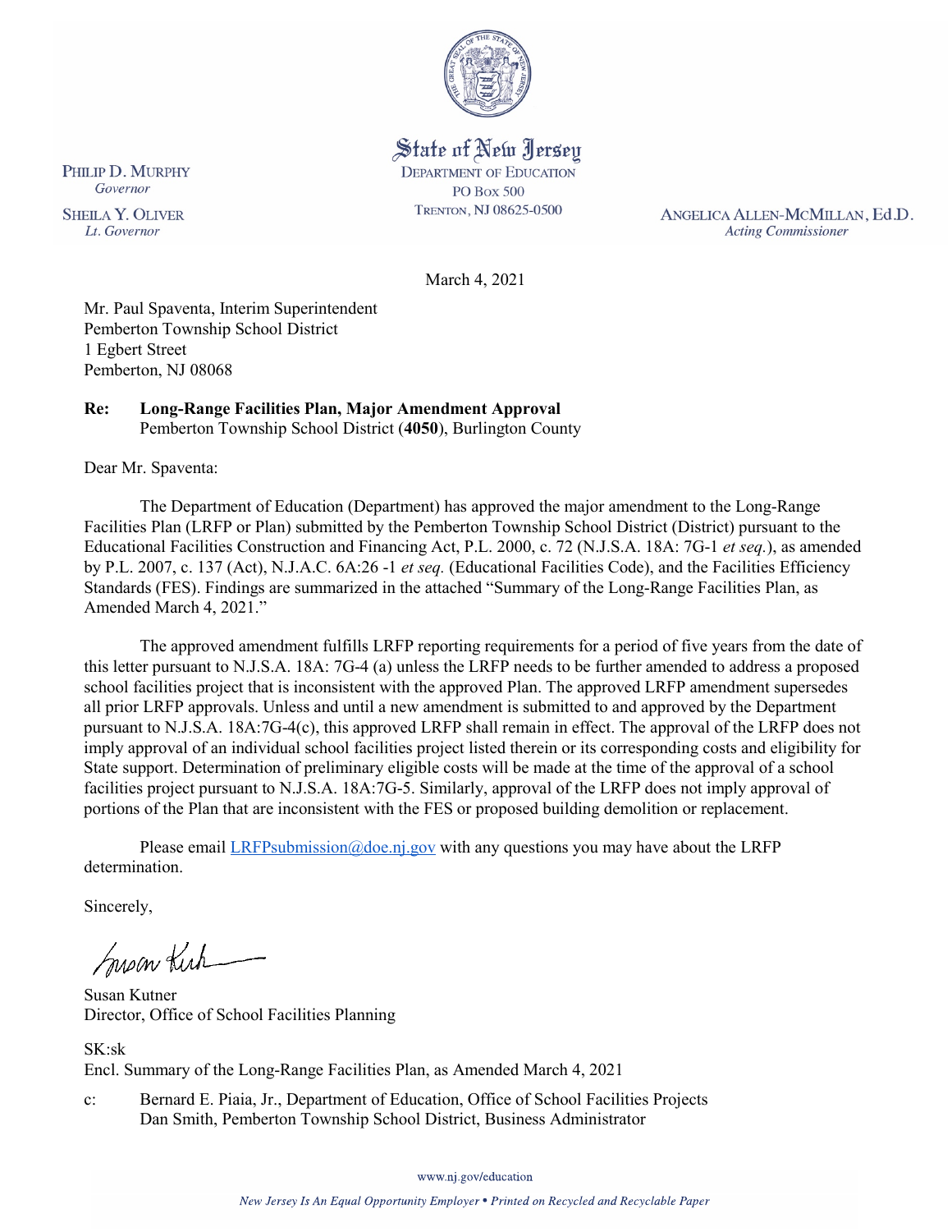State of New Jersey
DEPARTMENT OF EDUCATION
PO BOX 500
TRENTON, NJ 08625-0500

PHILIP D. MURPHY
*Governor*

SHEILA Y. OLIVER
*Lt. Governor*

ANGELICA ALLEN-MCMILLAN, Ed.D.
*Acting Commissioner*

March 4, 2021

Mr. Paul Spaventa, Interim Superintendent
Pemberton Township School District
1 Egbert Street
Pemberton, NJ 08068

**Re: Long-Range Facilities Plan, Major Amendment Approval**
Pemberton Township School District (**4050**), Burlington County

Dear Mr. Spaventa:

The Department of Education (Department) has approved the major amendment to the Long-Range Facilities Plan (LRFP or Plan) submitted by the Pemberton Township School District (District) pursuant to the Educational Facilities Construction and Financing Act, P.L. 2000, c. 72 (N.J.S.A. 18A: 7G-1 *et seq.*), as amended by P.L. 2007, c. 137 (Act), N.J.A.C. 6A:26 -1 *et seq.* (Educational Facilities Code), and the Facilities Efficiency Standards (FES). Findings are summarized in the attached "Summary of the Long-Range Facilities Plan, as Amended March 4, 2021."

The approved amendment fulfills LRFP reporting requirements for a period of five years from the date of this letter pursuant to N.J.S.A. 18A: 7G-4 (a) unless the LRFP needs to be further amended to address a proposed school facilities project that is inconsistent with the approved Plan. The approved LRFP amendment supersedes all prior LRFP approvals. Unless and until a new amendment is submitted to and approved by the Department pursuant to N.J.S.A. 18A:7G-4(c), this approved LRFP shall remain in effect. The approval of the LRFP does not imply approval of an individual school facilities project listed therein or its corresponding costs and eligibility for State support. Determination of preliminary eligible costs will be made at the time of the approval of a school facilities project pursuant to N.J.S.A. 18A:7G-5. Similarly, approval of the LRFP does not imply approval of portions of the Plan that are inconsistent with the FES or proposed building demolition or replacement.

Please email LRFPsubmission@doe.nj.gov with any questions you may have about the LRFP determination.

Sincerely,

Susan Kutner
Director, Office of School Facilities Planning

SK:sk
Encl. Summary of the Long-Range Facilities Plan, as Amended March 4, 2021

c: Bernard E. Piaia, Jr., Department of Education, Office of School Facilities Projects
Dan Smith, Pemberton Township School District, Business Administrator

www.nj.gov/education

*New Jersey Is An Equal Opportunity Employer • Printed on Recycled and Recyclable Paper*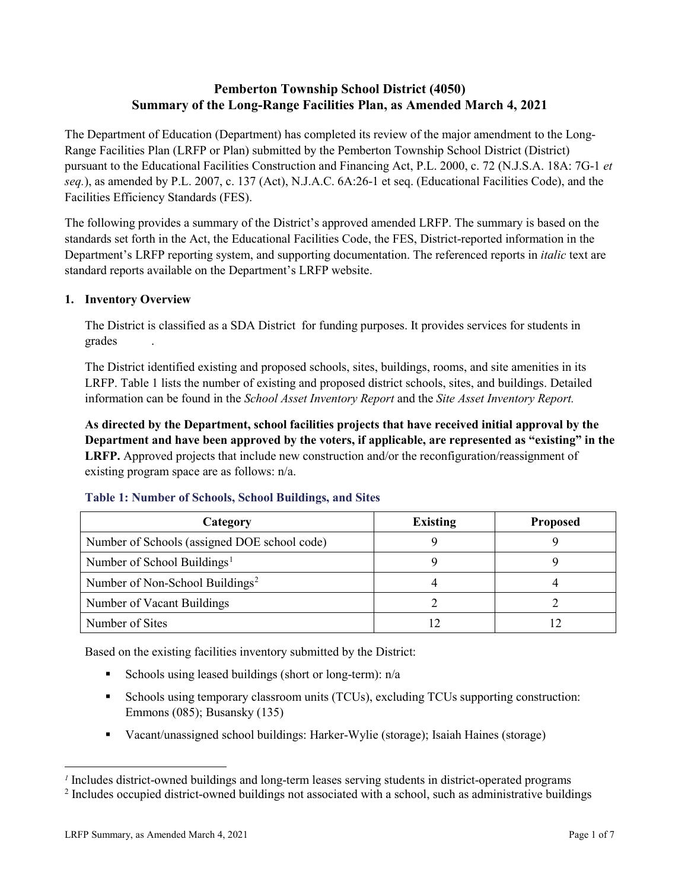# Pemberton Township School District (4050)
# Summary of the Long-Range Facilities Plan, as Amended March 4, 2021

The Department of Education (Department) has completed its review of the major amendment to the Long-Range Facilities Plan (LRFP or Plan) submitted by the Pemberton Township School District (District) pursuant to the Educational Facilities Construction and Financing Act, P.L. 2000, c. 72 (N.J.S.A. 18A: 7G-1 *et seq.*), as amended by P.L. 2007, c. 137 (Act), N.J.A.C. 6A:26-1 et seq. (Educational Facilities Code), and the Facilities Efficiency Standards (FES).

The following provides a summary of the District's approved amended LRFP. The summary is based on the standards set forth in the Act, the Educational Facilities Code, the FES, District-reported information in the Department's LRFP reporting system, and supporting documentation. The referenced reports in *italic* text are standard reports available on the Department's LRFP website.

## 1. Inventory Overview

The District is classified as a SDA District for funding purposes. It provides services for students in grades .

The District identified existing and proposed schools, sites, buildings, rooms, and site amenities in its LRFP. Table 1 lists the number of existing and proposed district schools, sites, and buildings. Detailed information can be found in the *School Asset Inventory Report* and the *Site Asset Inventory Report.*

**As directed by the Department, school facilities projects that have received initial approval by the Department and have been approved by the voters, if applicable, are represented as "existing" in the LRFP.** Approved projects that include new construction and/or the reconfiguration/reassignment of existing program space are as follows: n/a.

### Table 1: Number of Schools, School Buildings, and Sites

| Category | Existing | Proposed |
|---|---|---|
| Number of Schools (assigned DOE school code) | 9 | 9 |
| Number of School Buildings[1] | 9 | 9 |
| Number of Non-School Buildings[2] | 4 | 4 |
| Number of Vacant Buildings | 2 | 2 |
| Number of Sites | 12 | 12 |

Based on the existing facilities inventory submitted by the District:

- Schools using leased buildings (short or long-term): n/a
- Schools using temporary classroom units (TCUs), excluding TCUs supporting construction: Emmons (085); Busansky (135)
- Vacant/unassigned school buildings: Harker-Wylie (storage); Isaiah Haines (storage)

[1] Includes district-owned buildings and long-term leases serving students in district-operated programs

[2] Includes occupied district-owned buildings not associated with a school, such as administrative buildings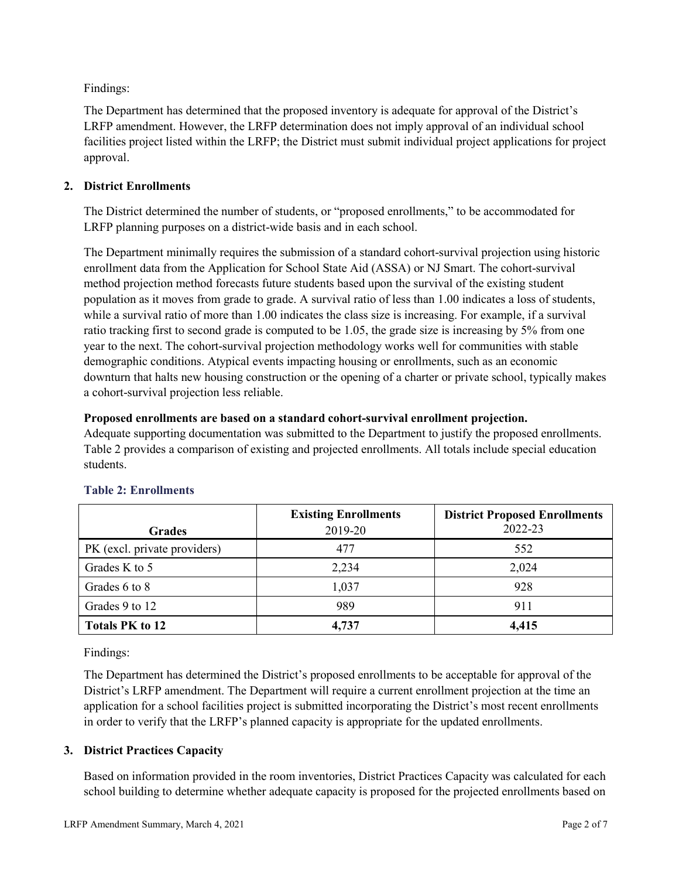Findings:

The Department has determined that the proposed inventory is adequate for approval of the District's LRFP amendment. However, the LRFP determination does not imply approval of an individual school facilities project listed within the LRFP; the District must submit individual project applications for project approval.

## 2. District Enrollments

The District determined the number of students, or "proposed enrollments," to be accommodated for LRFP planning purposes on a district-wide basis and in each school.

The Department minimally requires the submission of a standard cohort-survival projection using historic enrollment data from the Application for School State Aid (ASSA) or NJ Smart. The cohort-survival method projection method forecasts future students based upon the survival of the existing student population as it moves from grade to grade. A survival ratio of less than 1.00 indicates a loss of students, while a survival ratio of more than 1.00 indicates the class size is increasing. For example, if a survival ratio tracking first to second grade is computed to be 1.05, the grade size is increasing by 5% from one year to the next. The cohort-survival projection methodology works well for communities with stable demographic conditions. Atypical events impacting housing or enrollments, such as an economic downturn that halts new housing construction or the opening of a charter or private school, typically makes a cohort-survival projection less reliable.

**Proposed enrollments are based on a standard cohort-survival enrollment projection.**

Adequate supporting documentation was submitted to the Department to justify the proposed enrollments. Table 2 provides a comparison of existing and projected enrollments. All totals include special education students.

### Table 2: Enrollments

| Grades | Existing Enrollments 2019-20 | District Proposed Enrollments 2022-23 |
|---|---|---|
| PK (excl. private providers) | 477 | 552 |
| Grades K to 5 | 2,234 | 2,024 |
| Grades 6 to 8 | 1,037 | 928 |
| Grades 9 to 12 | 989 | 911 |
| **Totals PK to 12** | **4,737** | **4,415** |

Findings:

The Department has determined the District's proposed enrollments to be acceptable for approval of the District's LRFP amendment. The Department will require a current enrollment projection at the time an application for a school facilities project is submitted incorporating the District's most recent enrollments in order to verify that the LRFP's planned capacity is appropriate for the updated enrollments.

## 3. District Practices Capacity

Based on information provided in the room inventories, District Practices Capacity was calculated for each school building to determine whether adequate capacity is proposed for the projected enrollments based on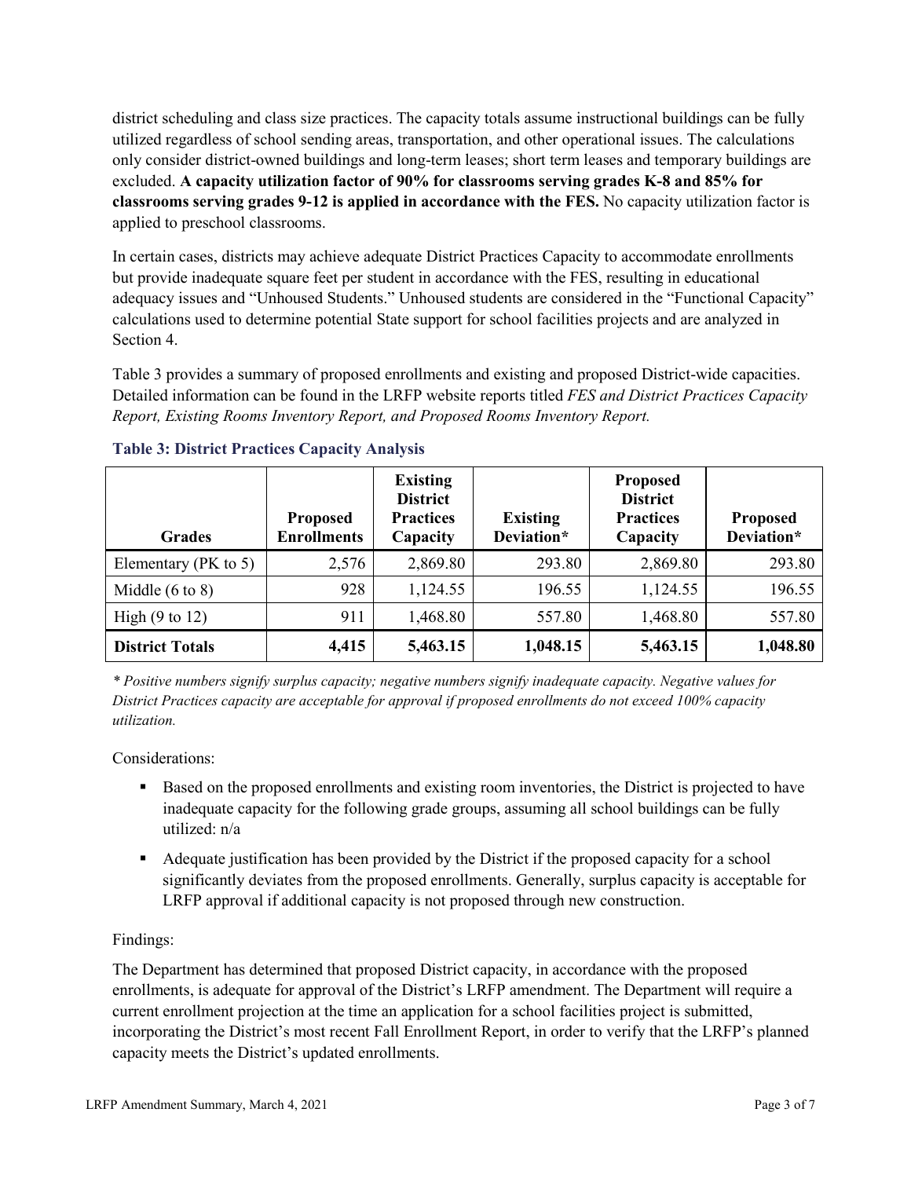district scheduling and class size practices. The capacity totals assume instructional buildings can be fully utilized regardless of school sending areas, transportation, and other operational issues. The calculations only consider district-owned buildings and long-term leases; short term leases and temporary buildings are excluded. **A capacity utilization factor of 90% for classrooms serving grades K-8 and 85% for classrooms serving grades 9-12 is applied in accordance with the FES.** No capacity utilization factor is applied to preschool classrooms.

In certain cases, districts may achieve adequate District Practices Capacity to accommodate enrollments but provide inadequate square feet per student in accordance with the FES, resulting in educational adequacy issues and "Unhoused Students." Unhoused students are considered in the "Functional Capacity" calculations used to determine potential State support for school facilities projects and are analyzed in Section 4.

Table 3 provides a summary of proposed enrollments and existing and proposed District-wide capacities. Detailed information can be found in the LRFP website reports titled *FES and District Practices Capacity Report, Existing Rooms Inventory Report, and Proposed Rooms Inventory Report.*

### Table 3: District Practices Capacity Analysis

| Grades | Proposed Enrollments | Existing District Practices Capacity | Existing Deviation* | Proposed District Practices Capacity | Proposed Deviation* |
|---|---|---|---|---|---|
| Elementary (PK to 5) | 2,576 | 2,869.80 | 293.80 | 2,869.80 | 293.80 |
| Middle (6 to 8) | 928 | 1,124.55 | 196.55 | 1,124.55 | 196.55 |
| High (9 to 12) | 911 | 1,468.80 | 557.80 | 1,468.80 | 557.80 |
| **District Totals** | **4,415** | **5,463.15** | **1,048.15** | **5,463.15** | **1,048.80** |

*\* Positive numbers signify surplus capacity; negative numbers signify inadequate capacity. Negative values for District Practices capacity are acceptable for approval if proposed enrollments do not exceed 100% capacity utilization.*

Considerations:

- Based on the proposed enrollments and existing room inventories, the District is projected to have inadequate capacity for the following grade groups, assuming all school buildings can be fully utilized: n/a
- Adequate justification has been provided by the District if the proposed capacity for a school significantly deviates from the proposed enrollments. Generally, surplus capacity is acceptable for LRFP approval if additional capacity is not proposed through new construction.

Findings:

The Department has determined that proposed District capacity, in accordance with the proposed enrollments, is adequate for approval of the District's LRFP amendment. The Department will require a current enrollment projection at the time an application for a school facilities project is submitted, incorporating the District's most recent Fall Enrollment Report, in order to verify that the LRFP's planned capacity meets the District's updated enrollments.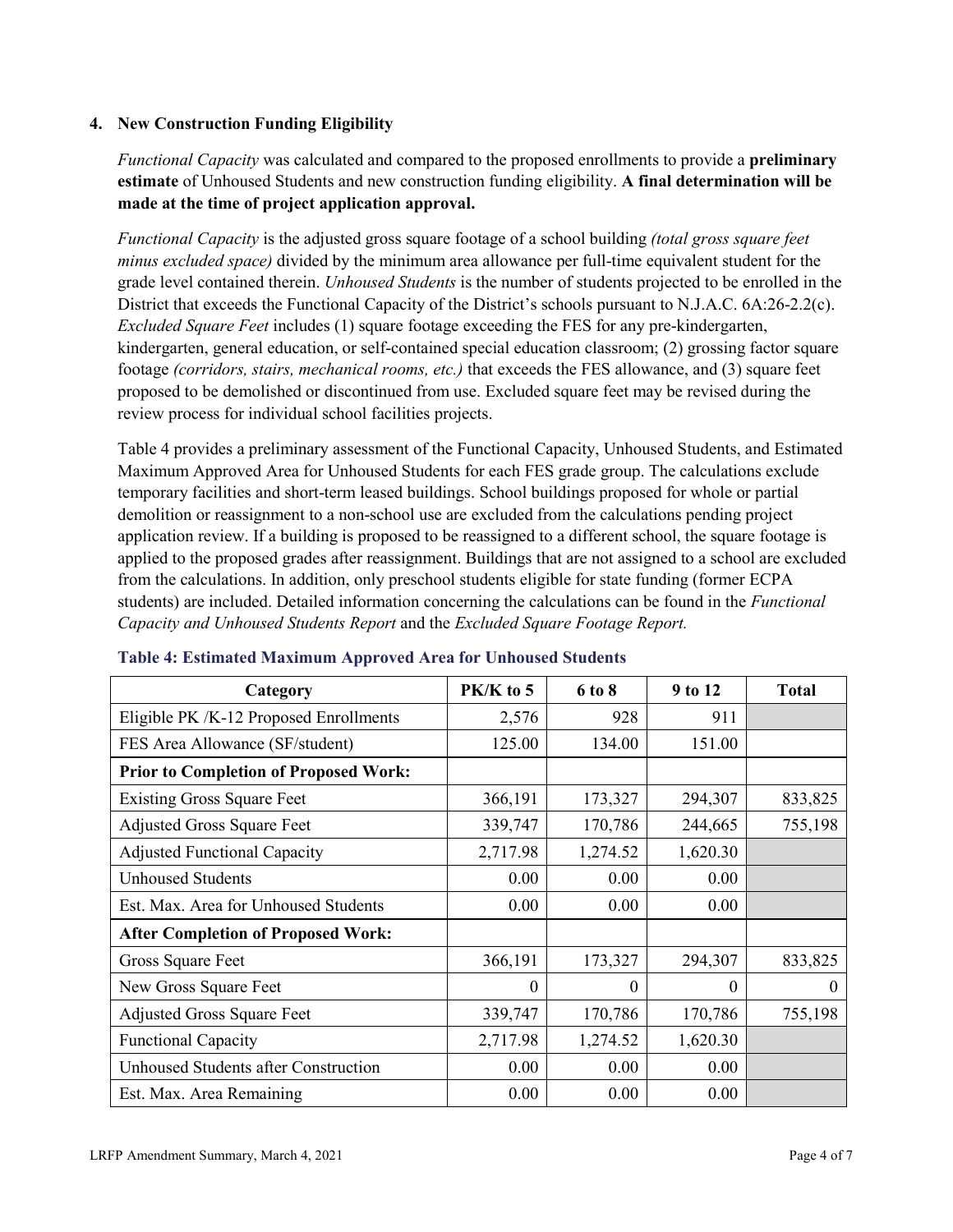### 4. New Construction Funding Eligibility

*Functional Capacity* was calculated and compared to the proposed enrollments to provide a **preliminary estimate** of Unhoused Students and new construction funding eligibility. **A final determination will be made at the time of project application approval.**

*Functional Capacity* is the adjusted gross square footage of a school building *(total gross square feet minus excluded space)* divided by the minimum area allowance per full-time equivalent student for the grade level contained therein. *Unhoused Students* is the number of students projected to be enrolled in the District that exceeds the Functional Capacity of the District's schools pursuant to N.J.A.C. 6A:26-2.2(c). *Excluded Square Feet* includes (1) square footage exceeding the FES for any pre-kindergarten, kindergarten, general education, or self-contained special education classroom; (2) grossing factor square footage *(corridors, stairs, mechanical rooms, etc.)* that exceeds the FES allowance, and (3) square feet proposed to be demolished or discontinued from use. Excluded square feet may be revised during the review process for individual school facilities projects.

Table 4 provides a preliminary assessment of the Functional Capacity, Unhoused Students, and Estimated Maximum Approved Area for Unhoused Students for each FES grade group. The calculations exclude temporary facilities and short-term leased buildings. School buildings proposed for whole or partial demolition or reassignment to a non-school use are excluded from the calculations pending project application review. If a building is proposed to be reassigned to a different school, the square footage is applied to the proposed grades after reassignment. Buildings that are not assigned to a school are excluded from the calculations. In addition, only preschool students eligible for state funding (former ECPA students) are included. Detailed information concerning the calculations can be found in the *Functional Capacity and Unhoused Students Report* and the *Excluded Square Footage Report.*

**Table 4: Estimated Maximum Approved Area for Unhoused Students**

| Category | PK/K to 5 | 6 to 8 | 9 to 12 | Total |
|---|---|---|---|---|
| Eligible PK /K-12 Proposed Enrollments | 2,576 | 928 | 911 | |
| FES Area Allowance (SF/student) | 125.00 | 134.00 | 151.00 | |
| **Prior to Completion of Proposed Work:** | | | | |
| Existing Gross Square Feet | 366,191 | 173,327 | 294,307 | 833,825 |
| Adjusted Gross Square Feet | 339,747 | 170,786 | 244,665 | 755,198 |
| Adjusted Functional Capacity | 2,717.98 | 1,274.52 | 1,620.30 | |
| Unhoused Students | 0.00 | 0.00 | 0.00 | |
| Est. Max. Area for Unhoused Students | 0.00 | 0.00 | 0.00 | |
| **After Completion of Proposed Work:** | | | | |
| Gross Square Feet | 366,191 | 173,327 | 294,307 | 833,825 |
| New Gross Square Feet | 0 | 0 | 0 | 0 |
| Adjusted Gross Square Feet | 339,747 | 170,786 | 170,786 | 755,198 |
| Functional Capacity | 2,717.98 | 1,274.52 | 1,620.30 | |
| Unhoused Students after Construction | 0.00 | 0.00 | 0.00 | |
| Est. Max. Area Remaining | 0.00 | 0.00 | 0.00 | |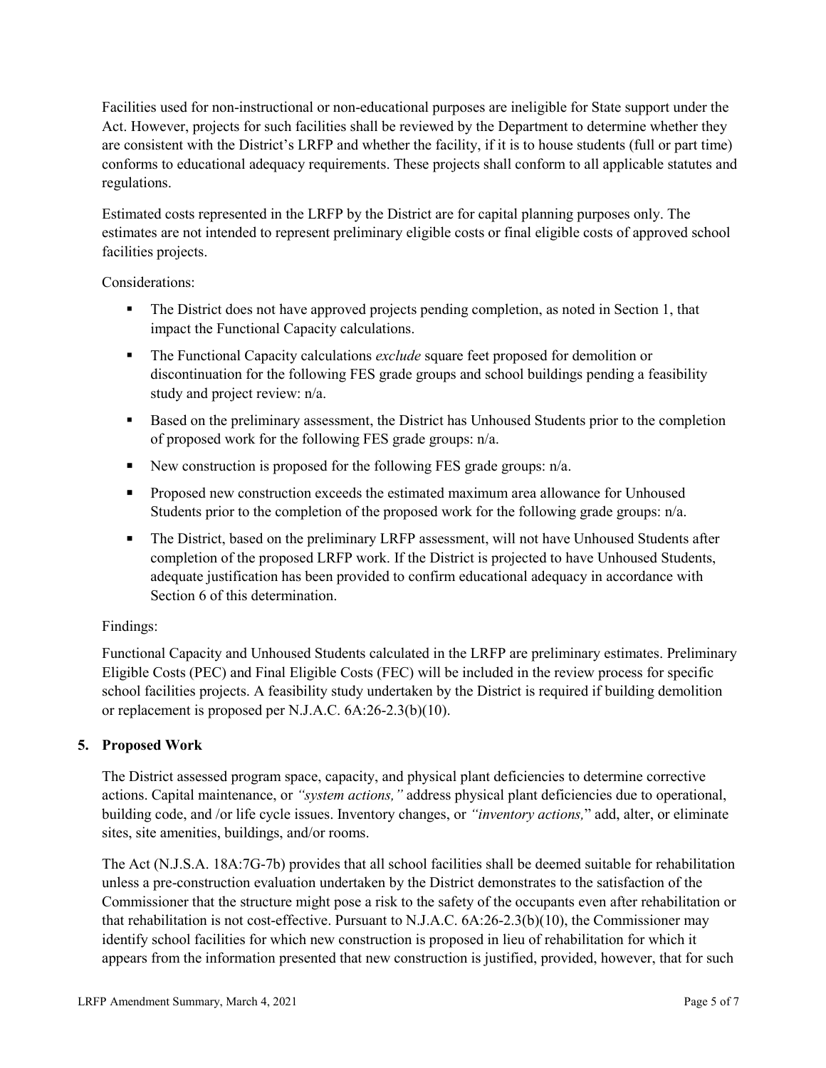Facilities used for non-instructional or non-educational purposes are ineligible for State support under the Act. However, projects for such facilities shall be reviewed by the Department to determine whether they are consistent with the District's LRFP and whether the facility, if it is to house students (full or part time) conforms to educational adequacy requirements. These projects shall conform to all applicable statutes and regulations.

Estimated costs represented in the LRFP by the District are for capital planning purposes only. The estimates are not intended to represent preliminary eligible costs or final eligible costs of approved school facilities projects.

Considerations:

- The District does not have approved projects pending completion, as noted in Section 1, that impact the Functional Capacity calculations.
- The Functional Capacity calculations *exclude* square feet proposed for demolition or discontinuation for the following FES grade groups and school buildings pending a feasibility study and project review: n/a.
- Based on the preliminary assessment, the District has Unhoused Students prior to the completion of proposed work for the following FES grade groups: n/a.
- New construction is proposed for the following FES grade groups: n/a.
- Proposed new construction exceeds the estimated maximum area allowance for Unhoused Students prior to the completion of the proposed work for the following grade groups: n/a.
- The District, based on the preliminary LRFP assessment, will not have Unhoused Students after completion of the proposed LRFP work. If the District is projected to have Unhoused Students, adequate justification has been provided to confirm educational adequacy in accordance with Section 6 of this determination.

Findings:

Functional Capacity and Unhoused Students calculated in the LRFP are preliminary estimates. Preliminary Eligible Costs (PEC) and Final Eligible Costs (FEC) will be included in the review process for specific school facilities projects. A feasibility study undertaken by the District is required if building demolition or replacement is proposed per N.J.A.C. 6A:26-2.3(b)(10).

## 5. Proposed Work

The District assessed program space, capacity, and physical plant deficiencies to determine corrective actions. Capital maintenance, or *"system actions,"* address physical plant deficiencies due to operational, building code, and /or life cycle issues. Inventory changes, or *"inventory actions,"* add, alter, or eliminate sites, site amenities, buildings, and/or rooms.

The Act (N.J.S.A. 18A:7G-7b) provides that all school facilities shall be deemed suitable for rehabilitation unless a pre-construction evaluation undertaken by the District demonstrates to the satisfaction of the Commissioner that the structure might pose a risk to the safety of the occupants even after rehabilitation or that rehabilitation is not cost-effective. Pursuant to N.J.A.C. 6A:26-2.3(b)(10), the Commissioner may identify school facilities for which new construction is proposed in lieu of rehabilitation for which it appears from the information presented that new construction is justified, provided, however, that for such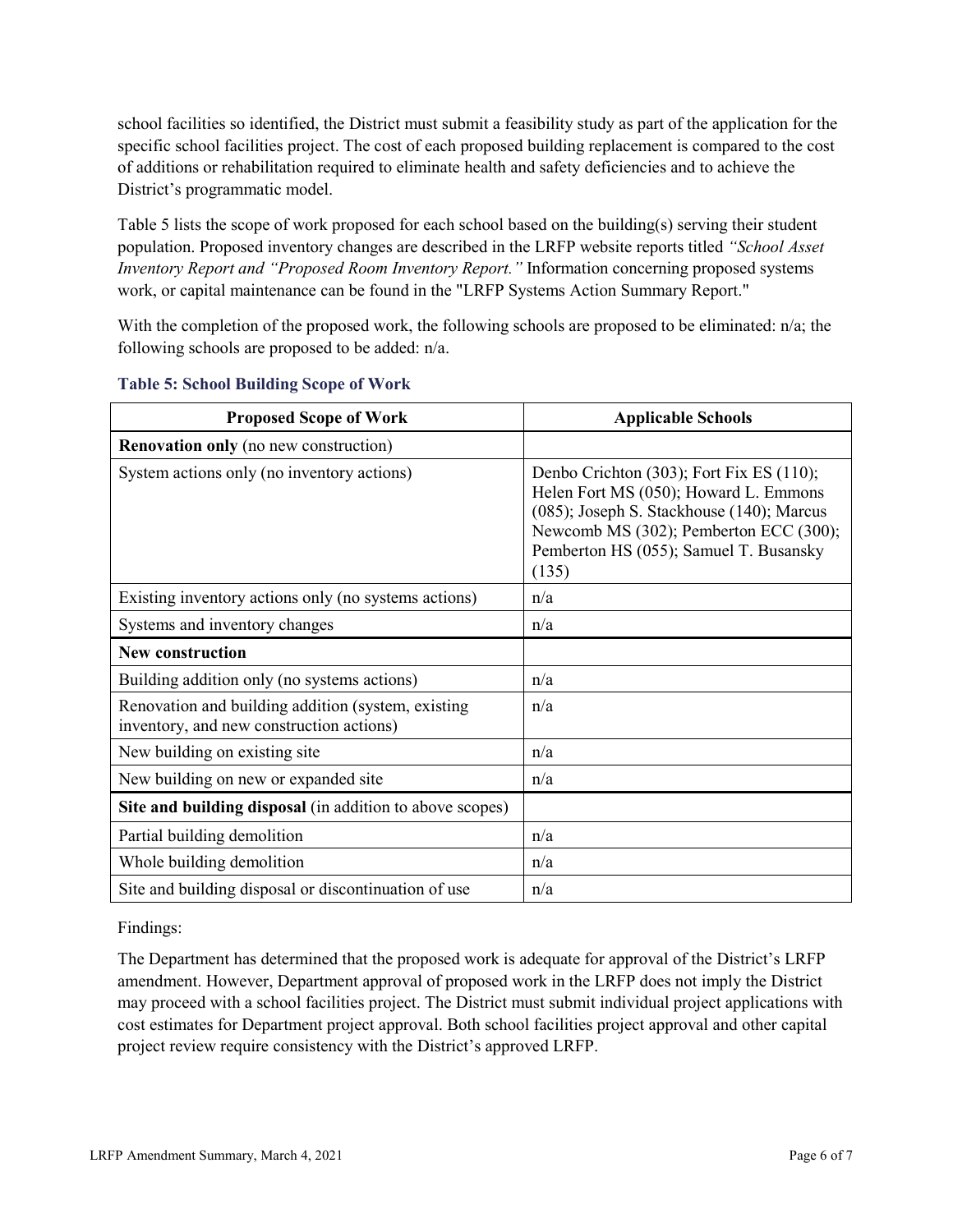school facilities so identified, the District must submit a feasibility study as part of the application for the specific school facilities project. The cost of each proposed building replacement is compared to the cost of additions or rehabilitation required to eliminate health and safety deficiencies and to achieve the District's programmatic model.

Table 5 lists the scope of work proposed for each school based on the building(s) serving their student population. Proposed inventory changes are described in the LRFP website reports titled *"School Asset Inventory Report and "Proposed Room Inventory Report."* Information concerning proposed systems work, or capital maintenance can be found in the "LRFP Systems Action Summary Report."

With the completion of the proposed work, the following schools are proposed to be eliminated: n/a; the following schools are proposed to be added: n/a.

### Table 5: School Building Scope of Work

| Proposed Scope of Work | Applicable Schools |
|---|---|
| **Renovation only** (no new construction) | |
| System actions only (no inventory actions) | Denbo Crichton (303); Fort Fix ES (110); Helen Fort MS (050); Howard L. Emmons (085); Joseph S. Stackhouse (140); Marcus Newcomb MS (302); Pemberton ECC (300); Pemberton HS (055); Samuel T. Busansky (135) |
| Existing inventory actions only (no systems actions) | n/a |
| Systems and inventory changes | n/a |
| **New construction** | |
| Building addition only (no systems actions) | n/a |
| Renovation and building addition (system, existing inventory, and new construction actions) | n/a |
| New building on existing site | n/a |
| New building on new or expanded site | n/a |
| **Site and building disposal** (in addition to above scopes) | |
| Partial building demolition | n/a |
| Whole building demolition | n/a |
| Site and building disposal or discontinuation of use | n/a |

Findings:

The Department has determined that the proposed work is adequate for approval of the District's LRFP amendment. However, Department approval of proposed work in the LRFP does not imply the District may proceed with a school facilities project. The District must submit individual project applications with cost estimates for Department project approval. Both school facilities project approval and other capital project review require consistency with the District's approved LRFP.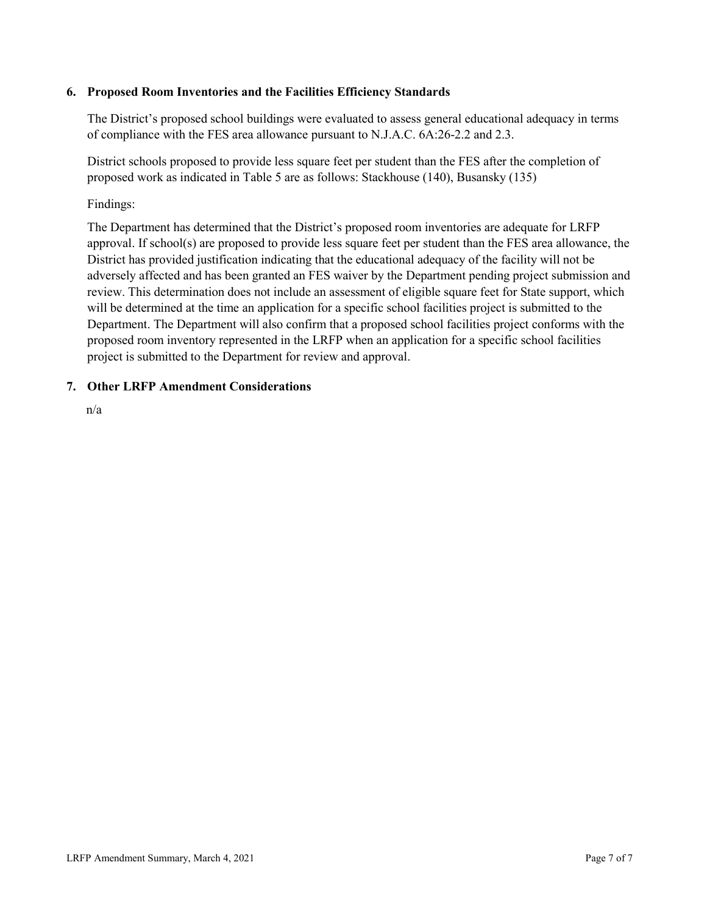## 6. Proposed Room Inventories and the Facilities Efficiency Standards

The District's proposed school buildings were evaluated to assess general educational adequacy in terms of compliance with the FES area allowance pursuant to N.J.A.C. 6A:26-2.2 and 2.3.

District schools proposed to provide less square feet per student than the FES after the completion of proposed work as indicated in Table 5 are as follows: Stackhouse (140), Busansky (135)

Findings:

The Department has determined that the District's proposed room inventories are adequate for LRFP approval. If school(s) are proposed to provide less square feet per student than the FES area allowance, the District has provided justification indicating that the educational adequacy of the facility will not be adversely affected and has been granted an FES waiver by the Department pending project submission and review. This determination does not include an assessment of eligible square feet for State support, which will be determined at the time an application for a specific school facilities project is submitted to the Department. The Department will also confirm that a proposed school facilities project conforms with the proposed room inventory represented in the LRFP when an application for a specific school facilities project is submitted to the Department for review and approval.

## 7. Other LRFP Amendment Considerations

n/a